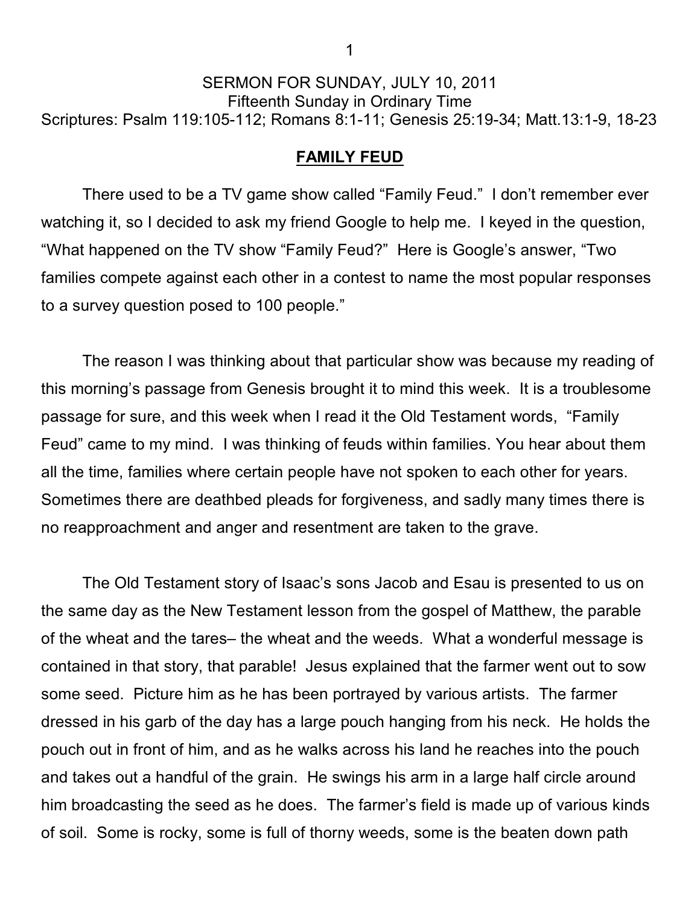SERMON FOR SUNDAY, JULY 10, 2011
Fifteenth Sunday in Ordinary Time
Scriptures: Psalm 119:105-112; Romans 8:1-11; Genesis 25:19-34; Matt.13:1-9, 18-23

## FAMILY FEUD

There used to be a TV game show called "Family Feud." I don't remember ever watching it, so I decided to ask my friend Google to help me. I keyed in the question, "What happened on the TV show "Family Feud?" Here is Google's answer, "Two families compete against each other in a contest to name the most popular responses to a survey question posed to 100 people."

The reason I was thinking about that particular show was because my reading of this morning's passage from Genesis brought it to mind this week. It is a troublesome passage for sure, and this week when I read it the Old Testament words, "Family Feud" came to my mind. I was thinking of feuds within families. You hear about them all the time, families where certain people have not spoken to each other for years. Sometimes there are deathbed pleads for forgiveness, and sadly many times there is no reapproachment and anger and resentment are taken to the grave.

The Old Testament story of Isaac's sons Jacob and Esau is presented to us on the same day as the New Testament lesson from the gospel of Matthew, the parable of the wheat and the tares– the wheat and the weeds. What a wonderful message is contained in that story, that parable! Jesus explained that the farmer went out to sow some seed. Picture him as he has been portrayed by various artists. The farmer dressed in his garb of the day has a large pouch hanging from his neck. He holds the pouch out in front of him, and as he walks across his land he reaches into the pouch and takes out a handful of the grain. He swings his arm in a large half circle around him broadcasting the seed as he does. The farmer's field is made up of various kinds of soil. Some is rocky, some is full of thorny weeds, some is the beaten down path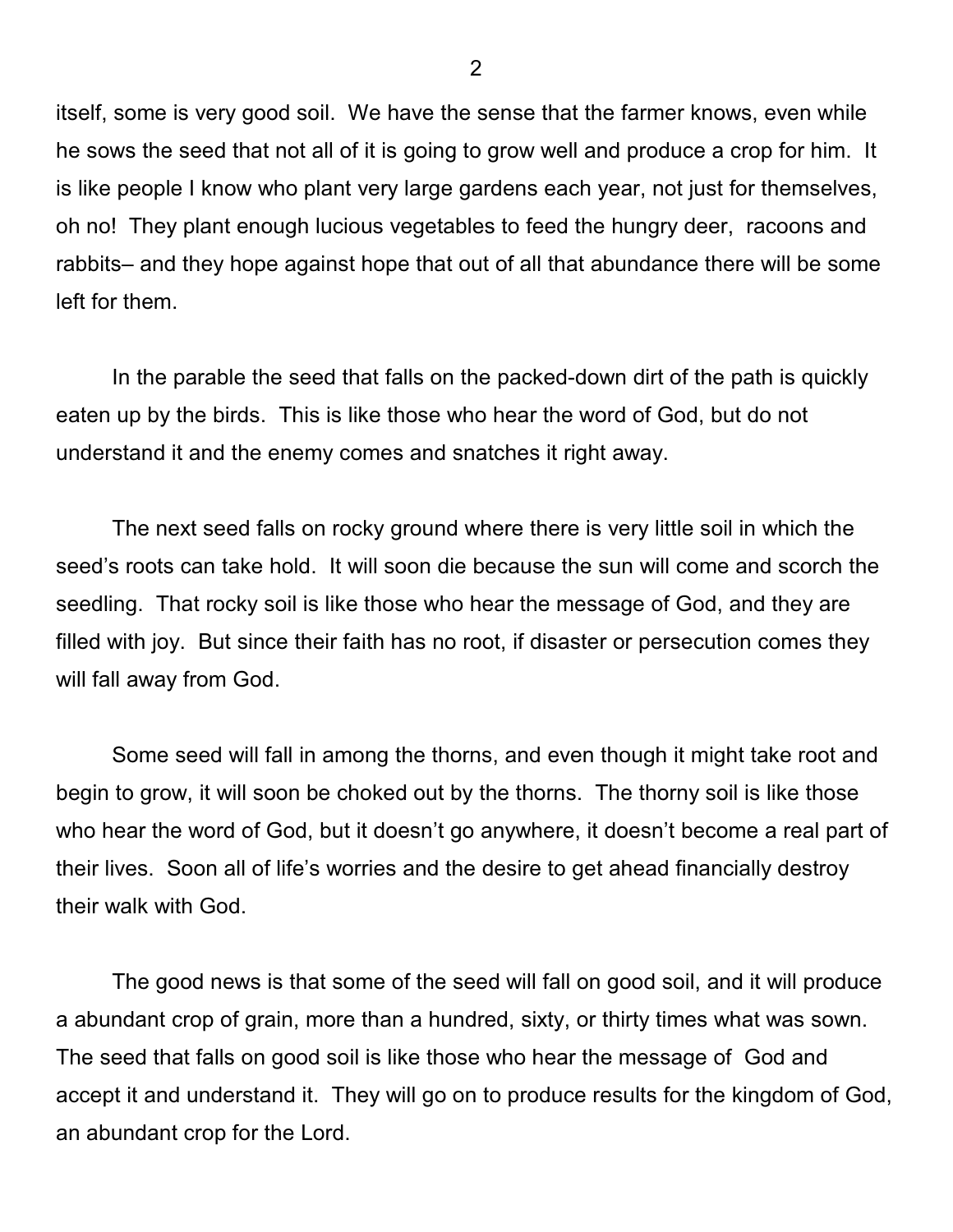itself, some is very good soil. We have the sense that the farmer knows, even while he sows the seed that not all of it is going to grow well and produce a crop for him. It is like people I know who plant very large gardens each year, not just for themselves, oh no! They plant enough lucious vegetables to feed the hungry deer, racoons and rabbits– and they hope against hope that out of all that abundance there will be some left for them.

In the parable the seed that falls on the packed-down dirt of the path is quickly eaten up by the birds. This is like those who hear the word of God, but do not understand it and the enemy comes and snatches it right away.

The next seed falls on rocky ground where there is very little soil in which the seed's roots can take hold. It will soon die because the sun will come and scorch the seedling. That rocky soil is like those who hear the message of God, and they are filled with joy. But since their faith has no root, if disaster or persecution comes they will fall away from God.

Some seed will fall in among the thorns, and even though it might take root and begin to grow, it will soon be choked out by the thorns. The thorny soil is like those who hear the word of God, but it doesn't go anywhere, it doesn't become a real part of their lives. Soon all of life's worries and the desire to get ahead financially destroy their walk with God.

The good news is that some of the seed will fall on good soil, and it will produce a abundant crop of grain, more than a hundred, sixty, or thirty times what was sown. The seed that falls on good soil is like those who hear the message of God and accept it and understand it. They will go on to produce results for the kingdom of God, an abundant crop for the Lord.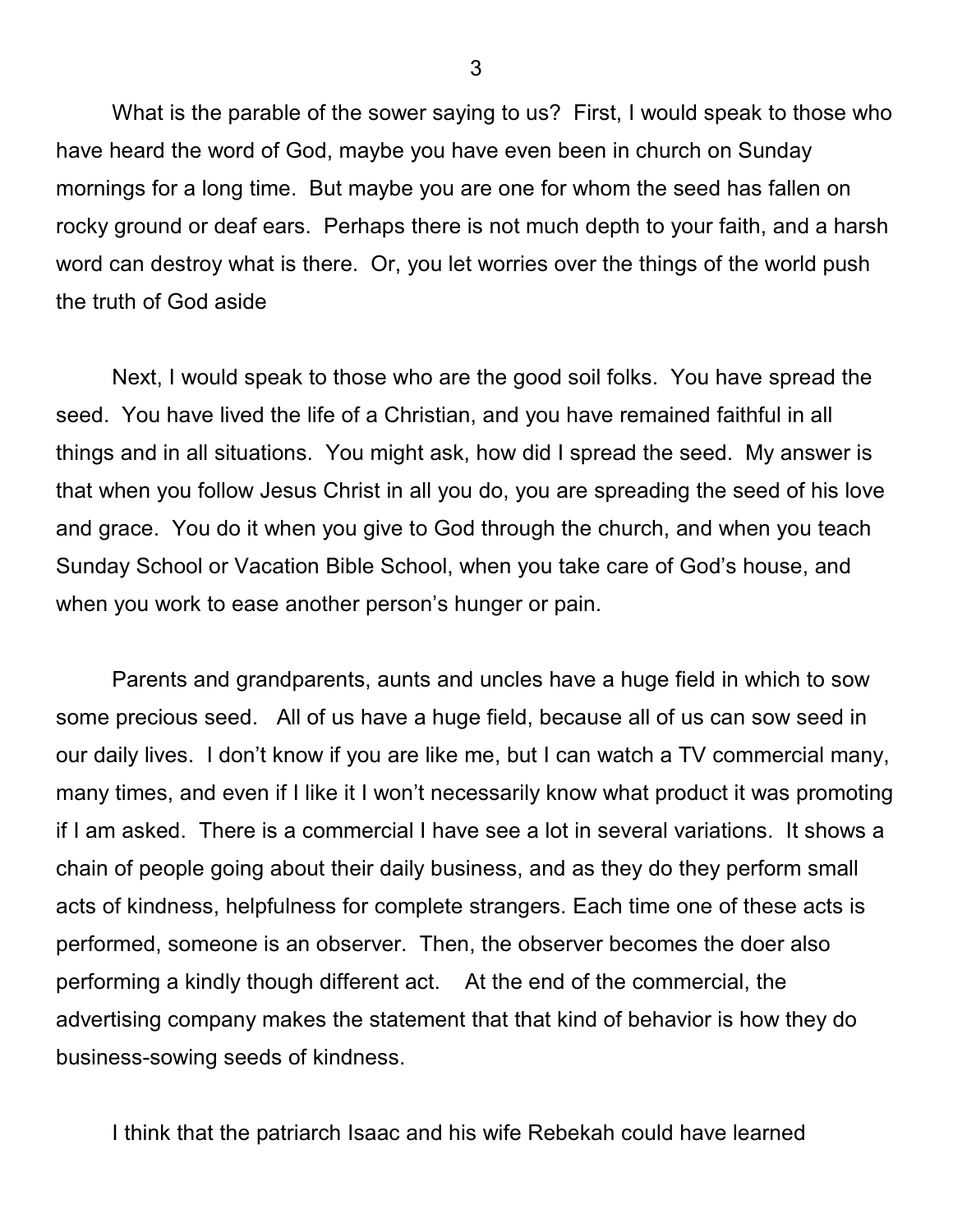What is the parable of the sower saying to us? First, I would speak to those who have heard the word of God, maybe you have even been in church on Sunday mornings for a long time. But maybe you are one for whom the seed has fallen on rocky ground or deaf ears. Perhaps there is not much depth to your faith, and a harsh word can destroy what is there. Or, you let worries over the things of the world push the truth of God aside

Next, I would speak to those who are the good soil folks. You have spread the seed. You have lived the life of a Christian, and you have remained faithful in all things and in all situations. You might ask, how did I spread the seed. My answer is that when you follow Jesus Christ in all you do, you are spreading the seed of his love and grace. You do it when you give to God through the church, and when you teach Sunday School or Vacation Bible School, when you take care of God's house, and when you work to ease another person's hunger or pain.

Parents and grandparents, aunts and uncles have a huge field in which to sow some precious seed. All of us have a huge field, because all of us can sow seed in our daily lives. I don't know if you are like me, but I can watch a TV commercial many, many times, and even if I like it I won't necessarily know what product it was promoting if I am asked. There is a commercial I have see a lot in several variations. It shows a chain of people going about their daily business, and as they do they perform small acts of kindness, helpfulness for complete strangers. Each time one of these acts is performed, someone is an observer. Then, the observer becomes the doer also performing a kindly though different act. At the end of the commercial, the advertising company makes the statement that that kind of behavior is how they do business-sowing seeds of kindness.

I think that the patriarch Isaac and his wife Rebekah could have learned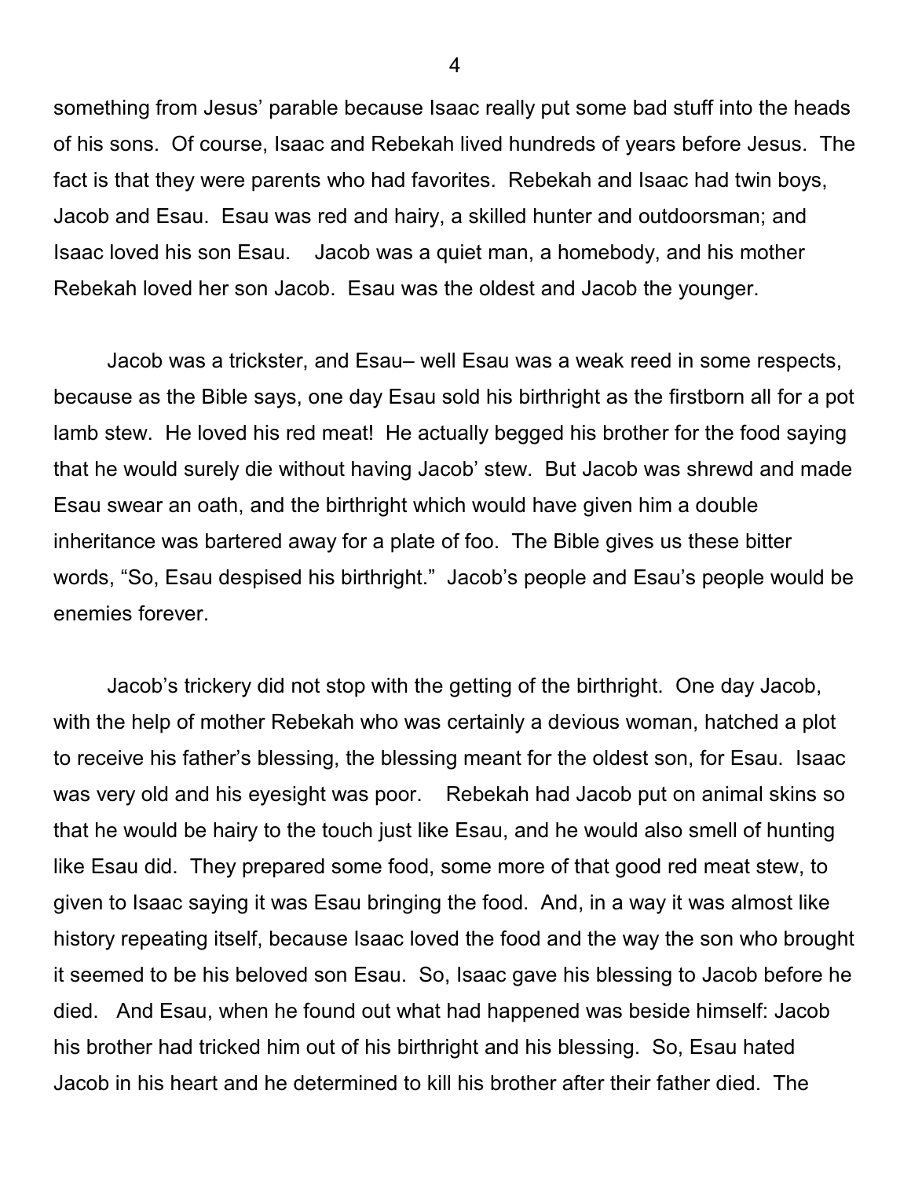something from Jesus' parable because Isaac really put some bad stuff into the heads of his sons. Of course, Isaac and Rebekah lived hundreds of years before Jesus. The fact is that they were parents who had favorites. Rebekah and Isaac had twin boys, Jacob and Esau. Esau was red and hairy, a skilled hunter and outdoorsman; and Isaac loved his son Esau. Jacob was a quiet man, a homebody, and his mother Rebekah loved her son Jacob. Esau was the oldest and Jacob the younger.

Jacob was a trickster, and Esau– well Esau was a weak reed in some respects, because as the Bible says, one day Esau sold his birthright as the firstborn all for a pot lamb stew. He loved his red meat! He actually begged his brother for the food saying that he would surely die without having Jacob' stew. But Jacob was shrewd and made Esau swear an oath, and the birthright which would have given him a double inheritance was bartered away for a plate of foo. The Bible gives us these bitter words, "So, Esau despised his birthright." Jacob's people and Esau's people would be enemies forever.

Jacob's trickery did not stop with the getting of the birthright. One day Jacob, with the help of mother Rebekah who was certainly a devious woman, hatched a plot to receive his father's blessing, the blessing meant for the oldest son, for Esau. Isaac was very old and his eyesight was poor. Rebekah had Jacob put on animal skins so that he would be hairy to the touch just like Esau, and he would also smell of hunting like Esau did. They prepared some food, some more of that good red meat stew, to given to Isaac saying it was Esau bringing the food. And, in a way it was almost like history repeating itself, because Isaac loved the food and the way the son who brought it seemed to be his beloved son Esau. So, Isaac gave his blessing to Jacob before he died. And Esau, when he found out what had happened was beside himself: Jacob his brother had tricked him out of his birthright and his blessing. So, Esau hated Jacob in his heart and he determined to kill his brother after their father died. The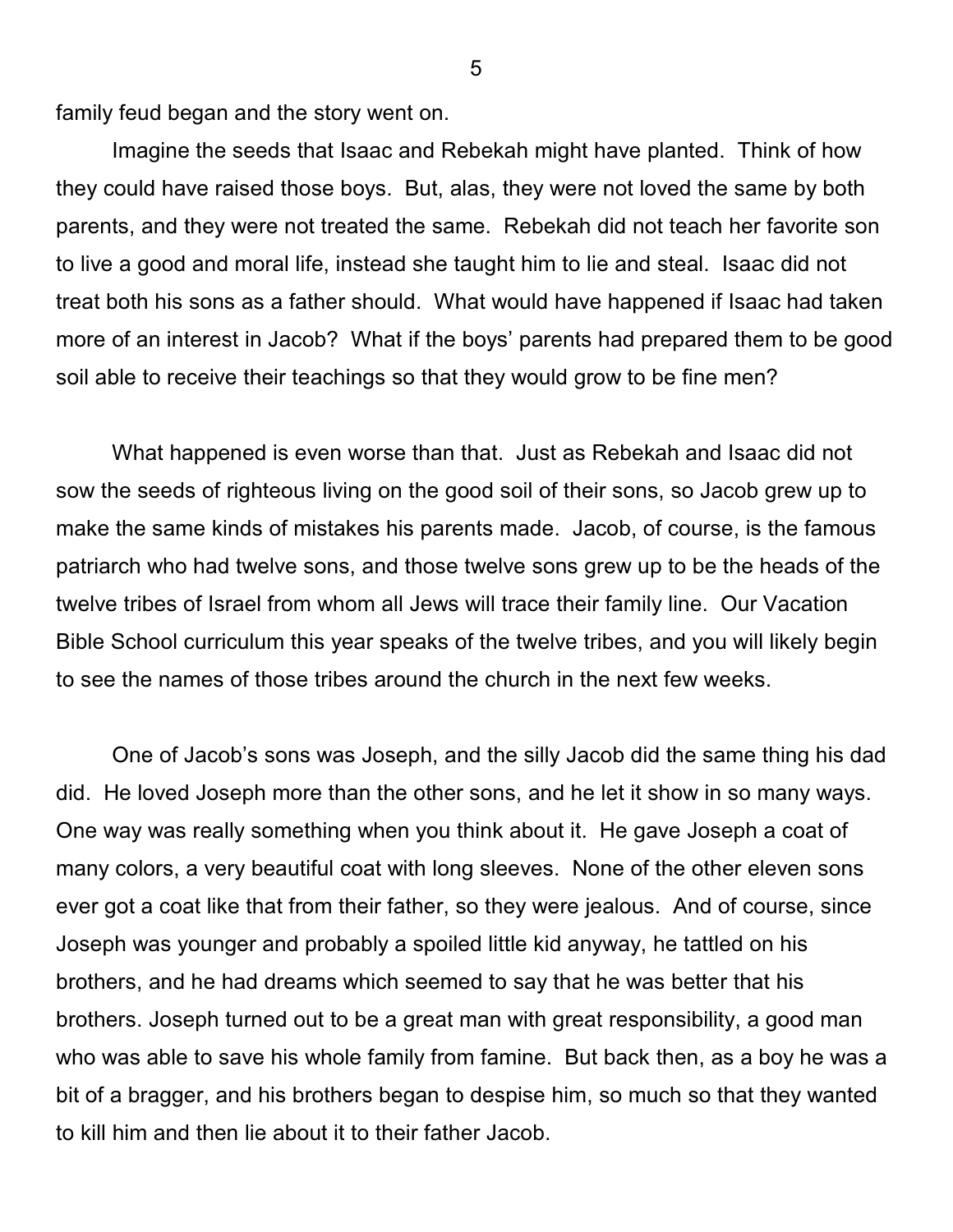family feud began and the story went on.

Imagine the seeds that Isaac and Rebekah might have planted. Think of how they could have raised those boys. But, alas, they were not loved the same by both parents, and they were not treated the same. Rebekah did not teach her favorite son to live a good and moral life, instead she taught him to lie and steal. Isaac did not treat both his sons as a father should. What would have happened if Isaac had taken more of an interest in Jacob? What if the boys' parents had prepared them to be good soil able to receive their teachings so that they would grow to be fine men?

What happened is even worse than that. Just as Rebekah and Isaac did not sow the seeds of righteous living on the good soil of their sons, so Jacob grew up to make the same kinds of mistakes his parents made. Jacob, of course, is the famous patriarch who had twelve sons, and those twelve sons grew up to be the heads of the twelve tribes of Israel from whom all Jews will trace their family line. Our Vacation Bible School curriculum this year speaks of the twelve tribes, and you will likely begin to see the names of those tribes around the church in the next few weeks.

One of Jacob's sons was Joseph, and the silly Jacob did the same thing his dad did. He loved Joseph more than the other sons, and he let it show in so many ways. One way was really something when you think about it. He gave Joseph a coat of many colors, a very beautiful coat with long sleeves. None of the other eleven sons ever got a coat like that from their father, so they were jealous. And of course, since Joseph was younger and probably a spoiled little kid anyway, he tattled on his brothers, and he had dreams which seemed to say that he was better that his brothers. Joseph turned out to be a great man with great responsibility, a good man who was able to save his whole family from famine. But back then, as a boy he was a bit of a bragger, and his brothers began to despise him, so much so that they wanted to kill him and then lie about it to their father Jacob.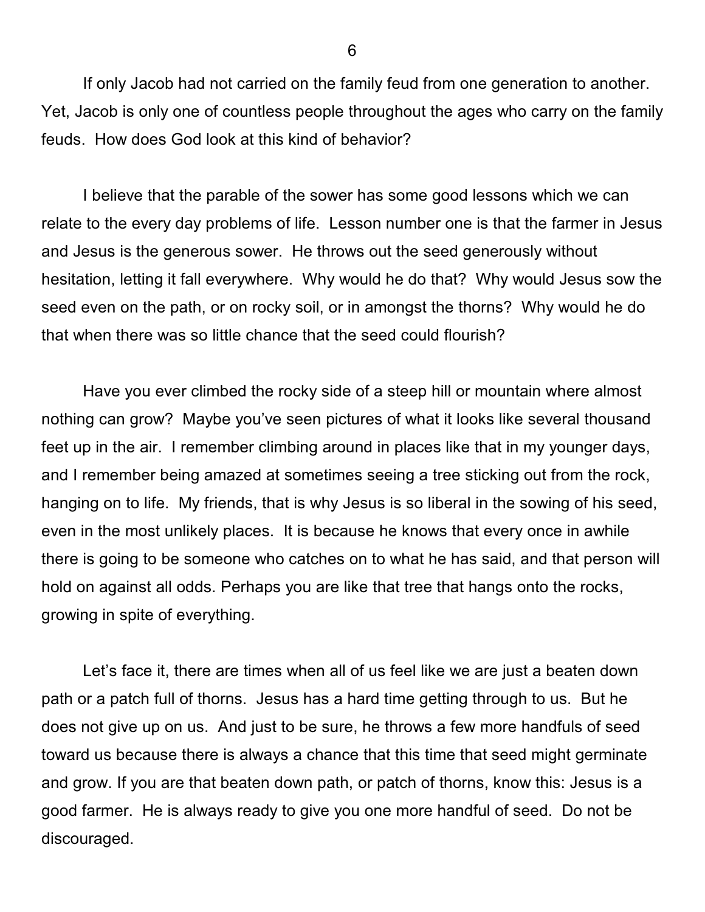If only Jacob had not carried on the family feud from one generation to another. Yet, Jacob is only one of countless people throughout the ages who carry on the family feuds. How does God look at this kind of behavior?

I believe that the parable of the sower has some good lessons which we can relate to the every day problems of life. Lesson number one is that the farmer in Jesus and Jesus is the generous sower. He throws out the seed generously without hesitation, letting it fall everywhere. Why would he do that? Why would Jesus sow the seed even on the path, or on rocky soil, or in amongst the thorns? Why would he do that when there was so little chance that the seed could flourish?

Have you ever climbed the rocky side of a steep hill or mountain where almost nothing can grow? Maybe you've seen pictures of what it looks like several thousand feet up in the air. I remember climbing around in places like that in my younger days, and I remember being amazed at sometimes seeing a tree sticking out from the rock, hanging on to life. My friends, that is why Jesus is so liberal in the sowing of his seed, even in the most unlikely places. It is because he knows that every once in awhile there is going to be someone who catches on to what he has said, and that person will hold on against all odds. Perhaps you are like that tree that hangs onto the rocks, growing in spite of everything.

Let's face it, there are times when all of us feel like we are just a beaten down path or a patch full of thorns. Jesus has a hard time getting through to us. But he does not give up on us. And just to be sure, he throws a few more handfuls of seed toward us because there is always a chance that this time that seed might germinate and grow. If you are that beaten down path, or patch of thorns, know this: Jesus is a good farmer. He is always ready to give you one more handful of seed. Do not be discouraged.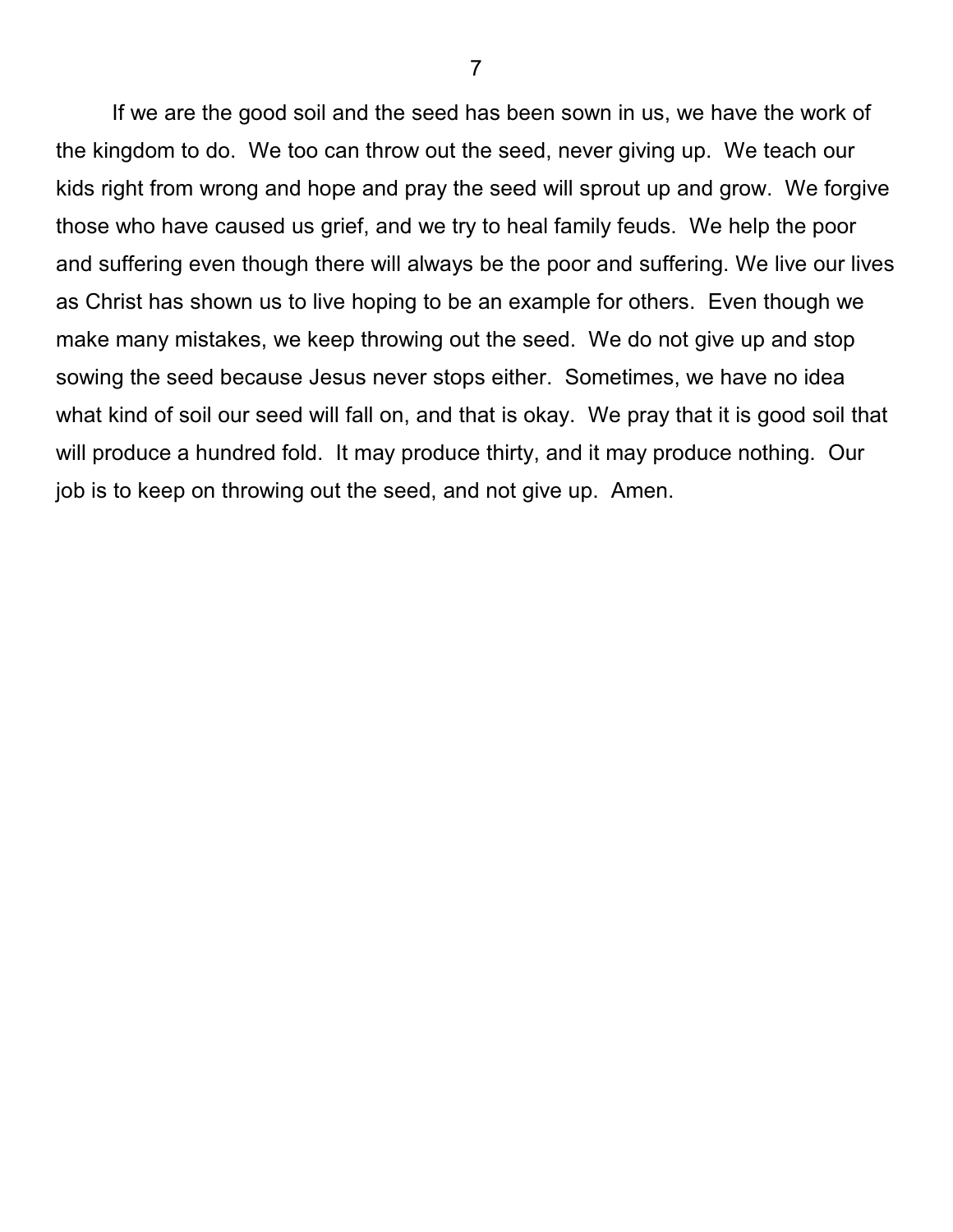If we are the good soil and the seed has been sown in us, we have the work of the kingdom to do. We too can throw out the seed, never giving up. We teach our kids right from wrong and hope and pray the seed will sprout up and grow. We forgive those who have caused us grief, and we try to heal family feuds. We help the poor and suffering even though there will always be the poor and suffering. We live our lives as Christ has shown us to live hoping to be an example for others. Even though we make many mistakes, we keep throwing out the seed. We do not give up and stop sowing the seed because Jesus never stops either. Sometimes, we have no idea what kind of soil our seed will fall on, and that is okay. We pray that it is good soil that will produce a hundred fold. It may produce thirty, and it may produce nothing. Our job is to keep on throwing out the seed, and not give up. Amen.